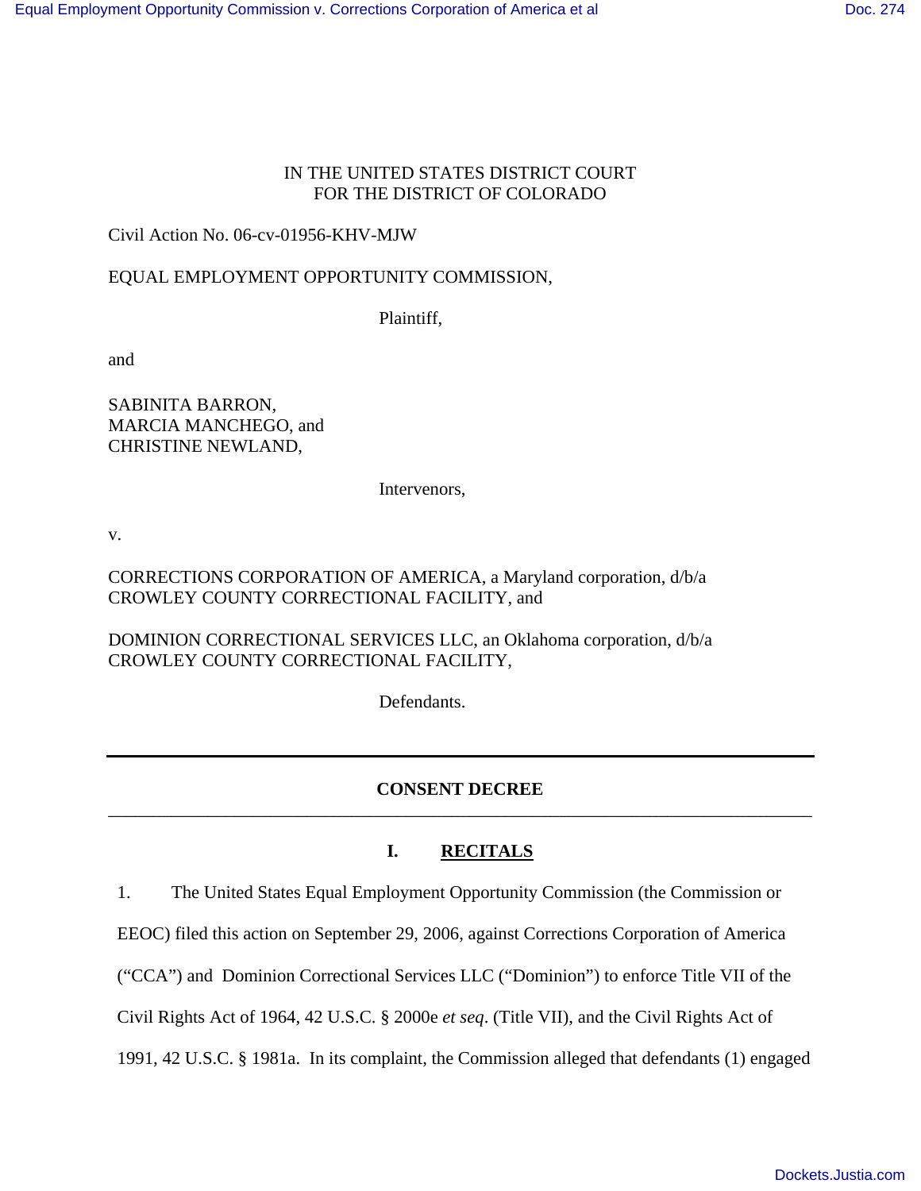IN THE UNITED STATES DISTRICT COURT
FOR THE DISTRICT OF COLORADO

Civil Action No. 06-cv-01956-KHV-MJW

EQUAL EMPLOYMENT OPPORTUNITY COMMISSION,

Plaintiff,

and

SABINITA BARRON,
MARCIA MANCHEGO, and
CHRISTINE NEWLAND,

Intervenors,

v.

CORRECTIONS CORPORATION OF AMERICA, a Maryland corporation, d/b/a CROWLEY COUNTY CORRECTIONAL FACILITY, and

DOMINION CORRECTIONAL SERVICES LLC, an Oklahoma corporation, d/b/a CROWLEY COUNTY CORRECTIONAL FACILITY,

Defendants.

---

## CONSENT DECREE

---

## I. RECITALS

1. The United States Equal Employment Opportunity Commission (the Commission or EEOC) filed this action on September 29, 2006, against Corrections Corporation of America ("CCA") and Dominion Correctional Services LLC ("Dominion") to enforce Title VII of the Civil Rights Act of 1964, 42 U.S.C. § 2000e *et seq*. (Title VII), and the Civil Rights Act of 1991, 42 U.S.C. § 1981a. In its complaint, the Commission alleged that defendants (1) engaged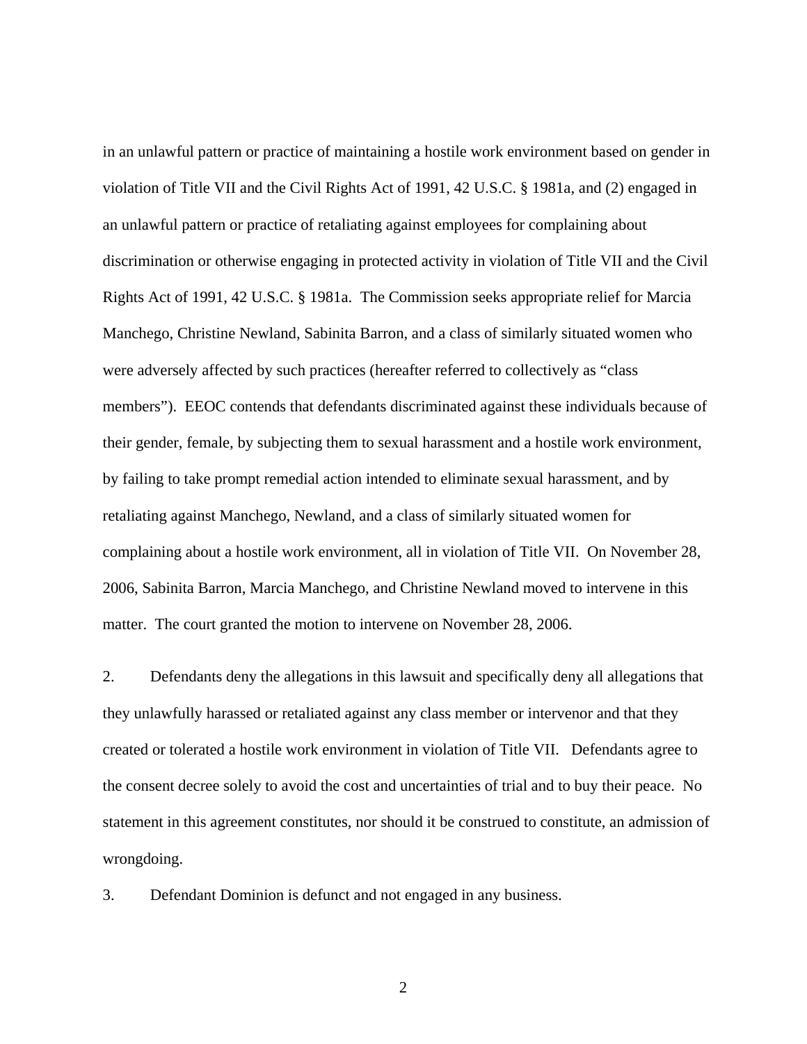in an unlawful pattern or practice of maintaining a hostile work environment based on gender in violation of Title VII and the Civil Rights Act of 1991, 42 U.S.C. § 1981a, and (2) engaged in an unlawful pattern or practice of retaliating against employees for complaining about discrimination or otherwise engaging in protected activity in violation of Title VII and the Civil Rights Act of 1991, 42 U.S.C. § 1981a. The Commission seeks appropriate relief for Marcia Manchego, Christine Newland, Sabinita Barron, and a class of similarly situated women who were adversely affected by such practices (hereafter referred to collectively as "class members"). EEOC contends that defendants discriminated against these individuals because of their gender, female, by subjecting them to sexual harassment and a hostile work environment, by failing to take prompt remedial action intended to eliminate sexual harassment, and by retaliating against Manchego, Newland, and a class of similarly situated women for complaining about a hostile work environment, all in violation of Title VII. On November 28, 2006, Sabinita Barron, Marcia Manchego, and Christine Newland moved to intervene in this matter. The court granted the motion to intervene on November 28, 2006.

2. Defendants deny the allegations in this lawsuit and specifically deny all allegations that they unlawfully harassed or retaliated against any class member or intervenor and that they created or tolerated a hostile work environment in violation of Title VII. Defendants agree to the consent decree solely to avoid the cost and uncertainties of trial and to buy their peace. No statement in this agreement constitutes, nor should it be construed to constitute, an admission of wrongdoing.

3. Defendant Dominion is defunct and not engaged in any business.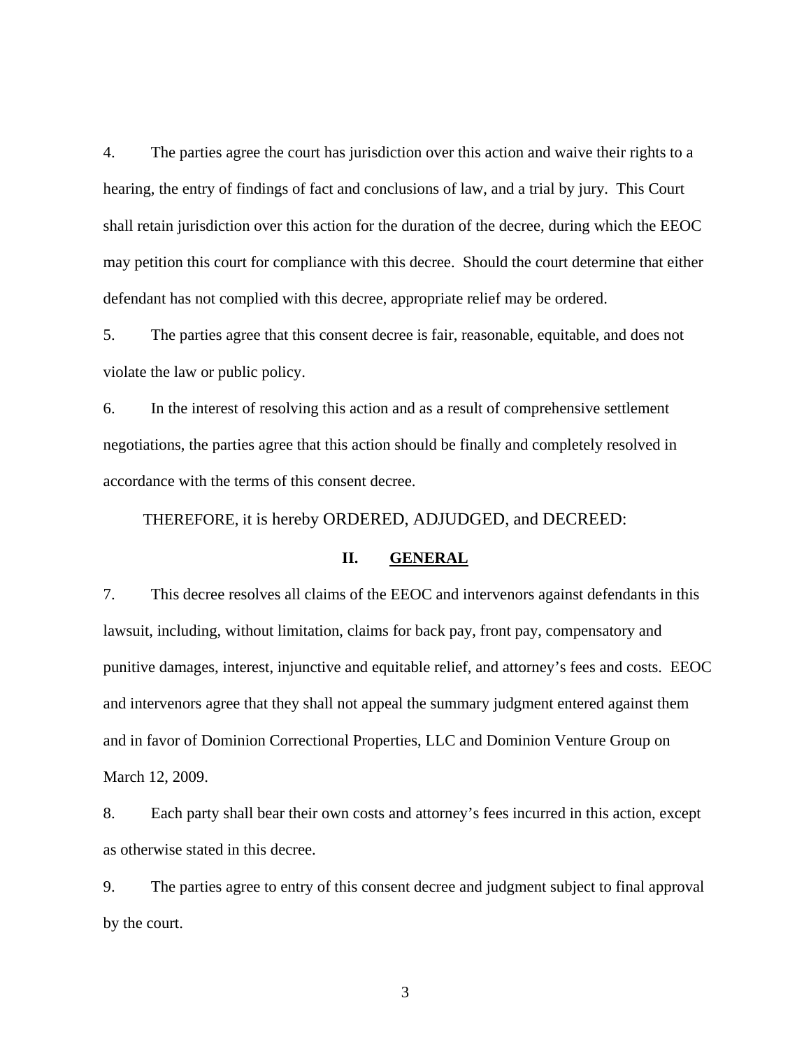4. The parties agree the court has jurisdiction over this action and waive their rights to a hearing, the entry of findings of fact and conclusions of law, and a trial by jury. This Court shall retain jurisdiction over this action for the duration of the decree, during which the EEOC may petition this court for compliance with this decree. Should the court determine that either defendant has not complied with this decree, appropriate relief may be ordered.

5. The parties agree that this consent decree is fair, reasonable, equitable, and does not violate the law or public policy.

6. In the interest of resolving this action and as a result of comprehensive settlement negotiations, the parties agree that this action should be finally and completely resolved in accordance with the terms of this consent decree.

THEREFORE, it is hereby ORDERED, ADJUDGED, and DECREED:

## II. GENERAL

7. This decree resolves all claims of the EEOC and intervenors against defendants in this lawsuit, including, without limitation, claims for back pay, front pay, compensatory and punitive damages, interest, injunctive and equitable relief, and attorney's fees and costs. EEOC and intervenors agree that they shall not appeal the summary judgment entered against them and in favor of Dominion Correctional Properties, LLC and Dominion Venture Group on March 12, 2009.

8. Each party shall bear their own costs and attorney's fees incurred in this action, except as otherwise stated in this decree.

9. The parties agree to entry of this consent decree and judgment subject to final approval by the court.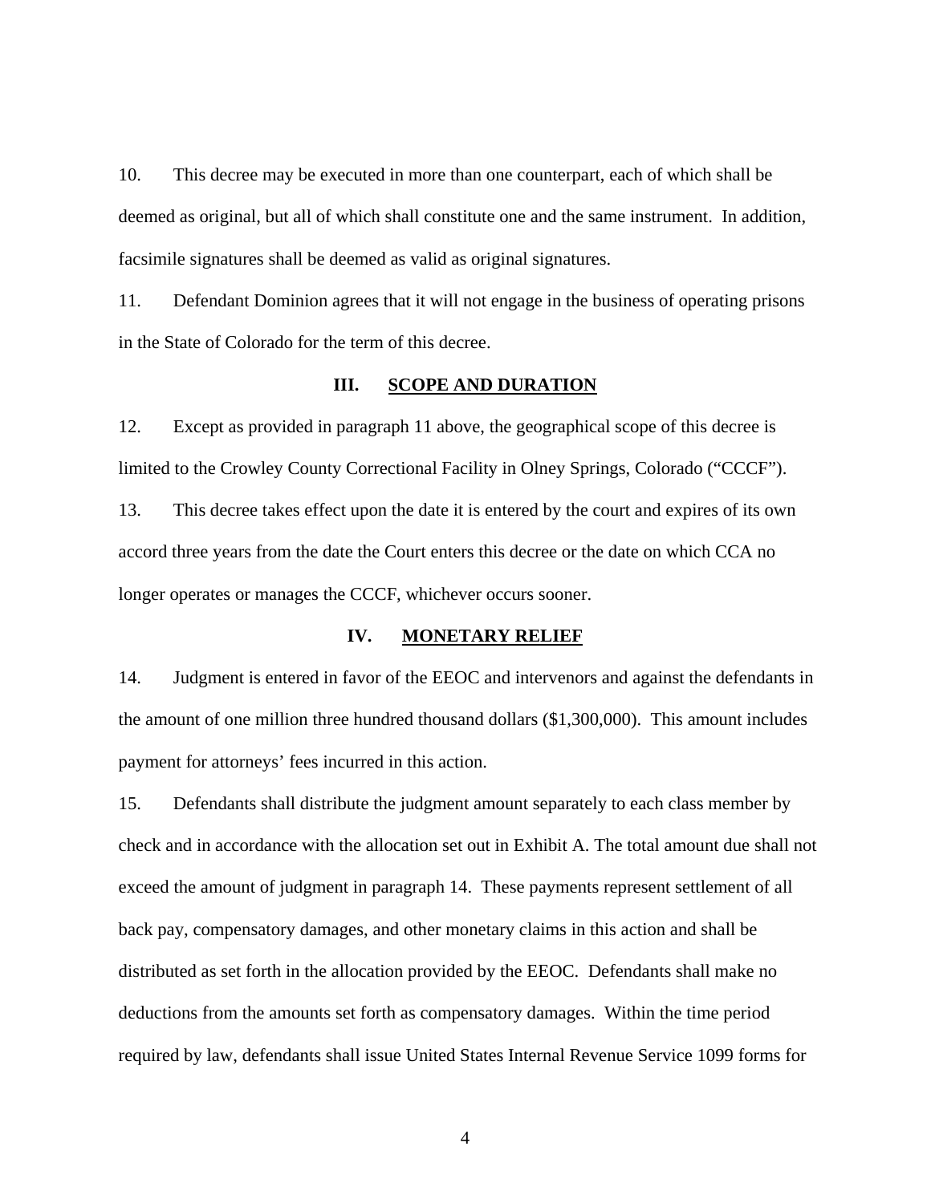10. This decree may be executed in more than one counterpart, each of which shall be deemed as original, but all of which shall constitute one and the same instrument. In addition, facsimile signatures shall be deemed as valid as original signatures.

11. Defendant Dominion agrees that it will not engage in the business of operating prisons in the State of Colorado for the term of this decree.

## III. SCOPE AND DURATION

12. Except as provided in paragraph 11 above, the geographical scope of this decree is limited to the Crowley County Correctional Facility in Olney Springs, Colorado ("CCCF").

13. This decree takes effect upon the date it is entered by the court and expires of its own accord three years from the date the Court enters this decree or the date on which CCA no longer operates or manages the CCCF, whichever occurs sooner.

## IV. MONETARY RELIEF

14. Judgment is entered in favor of the EEOC and intervenors and against the defendants in the amount of one million three hundred thousand dollars ($1,300,000). This amount includes payment for attorneys' fees incurred in this action.

15. Defendants shall distribute the judgment amount separately to each class member by check and in accordance with the allocation set out in Exhibit A. The total amount due shall not exceed the amount of judgment in paragraph 14. These payments represent settlement of all back pay, compensatory damages, and other monetary claims in this action and shall be distributed as set forth in the allocation provided by the EEOC. Defendants shall make no deductions from the amounts set forth as compensatory damages. Within the time period required by law, defendants shall issue United States Internal Revenue Service 1099 forms for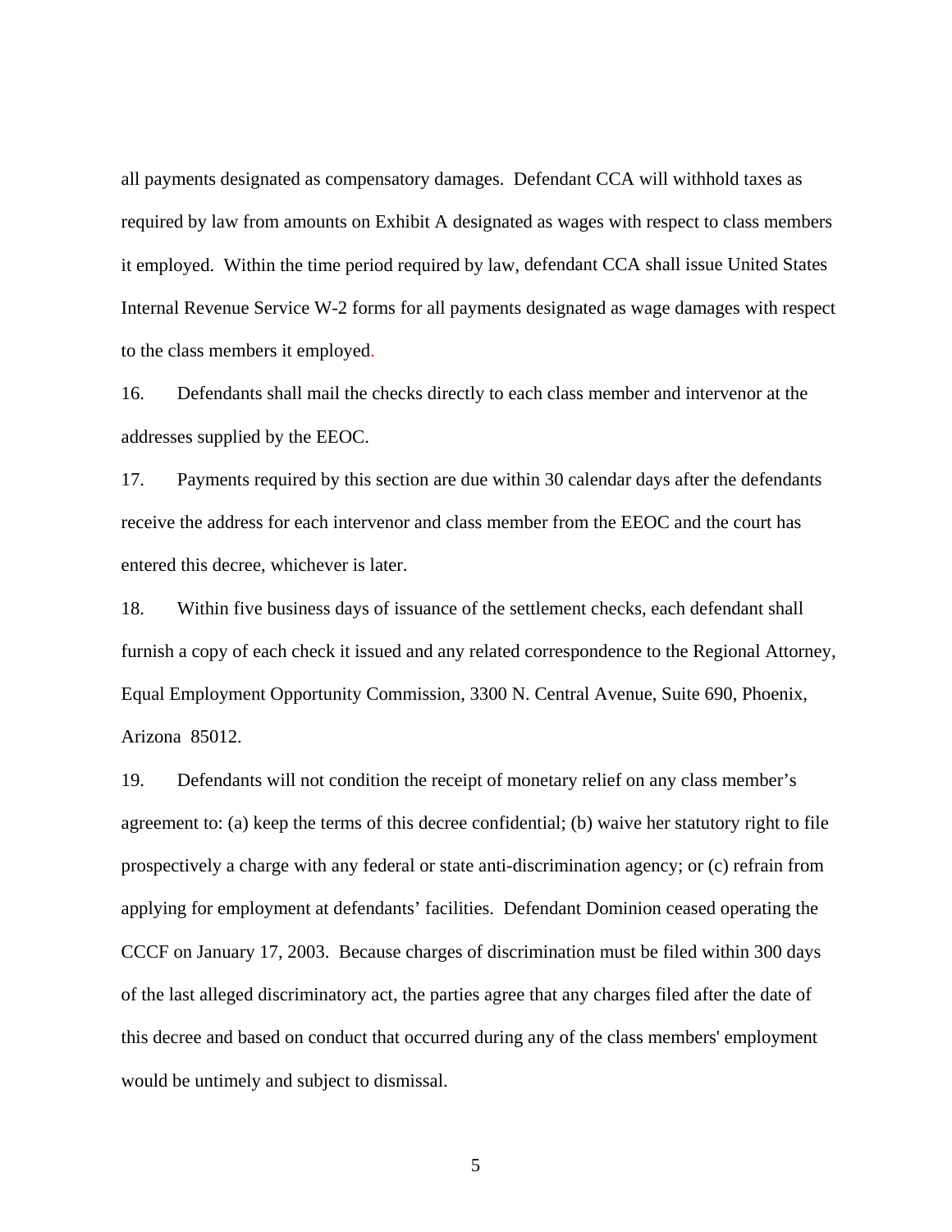all payments designated as compensatory damages. Defendant CCA will withhold taxes as required by law from amounts on Exhibit A designated as wages with respect to class members it employed. Within the time period required by law, defendant CCA shall issue United States Internal Revenue Service W-2 forms for all payments designated as wage damages with respect to the class members it employed.

16. Defendants shall mail the checks directly to each class member and intervenor at the addresses supplied by the EEOC.

17. Payments required by this section are due within 30 calendar days after the defendants receive the address for each intervenor and class member from the EEOC and the court has entered this decree, whichever is later.

18. Within five business days of issuance of the settlement checks, each defendant shall furnish a copy of each check it issued and any related correspondence to the Regional Attorney, Equal Employment Opportunity Commission, 3300 N. Central Avenue, Suite 690, Phoenix, Arizona 85012.

19. Defendants will not condition the receipt of monetary relief on any class member's agreement to: (a) keep the terms of this decree confidential; (b) waive her statutory right to file prospectively a charge with any federal or state anti-discrimination agency; or (c) refrain from applying for employment at defendants' facilities. Defendant Dominion ceased operating the CCCF on January 17, 2003. Because charges of discrimination must be filed within 300 days of the last alleged discriminatory act, the parties agree that any charges filed after the date of this decree and based on conduct that occurred during any of the class members' employment would be untimely and subject to dismissal.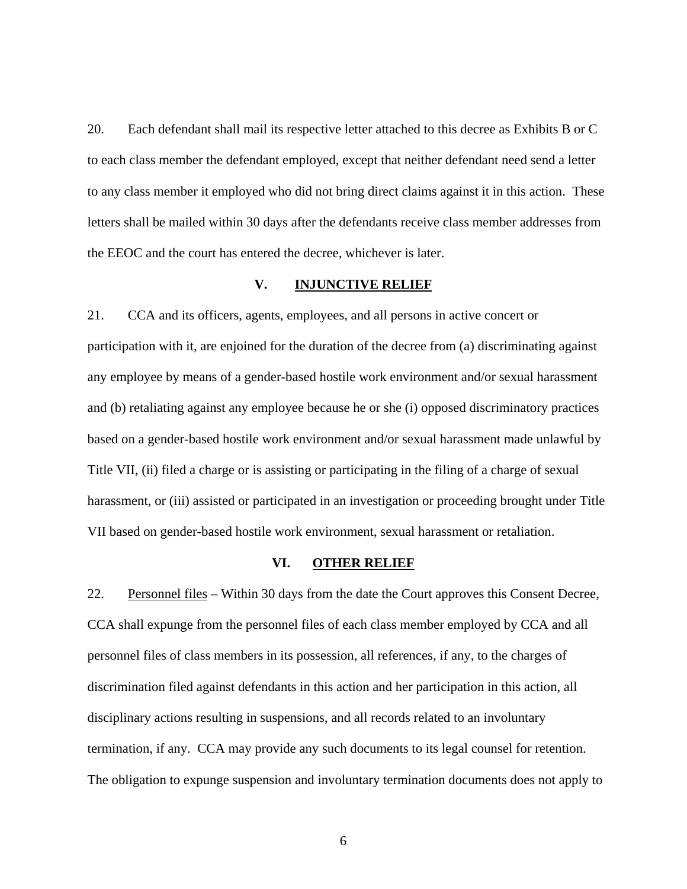20. Each defendant shall mail its respective letter attached to this decree as Exhibits B or C to each class member the defendant employed, except that neither defendant need send a letter to any class member it employed who did not bring direct claims against it in this action. These letters shall be mailed within 30 days after the defendants receive class member addresses from the EEOC and the court has entered the decree, whichever is later.

## V. INJUNCTIVE RELIEF

21. CCA and its officers, agents, employees, and all persons in active concert or participation with it, are enjoined for the duration of the decree from (a) discriminating against any employee by means of a gender-based hostile work environment and/or sexual harassment and (b) retaliating against any employee because he or she (i) opposed discriminatory practices based on a gender-based hostile work environment and/or sexual harassment made unlawful by Title VII, (ii) filed a charge or is assisting or participating in the filing of a charge of sexual harassment, or (iii) assisted or participated in an investigation or proceeding brought under Title VII based on gender-based hostile work environment, sexual harassment or retaliation.

## VI. OTHER RELIEF

22. Personnel files – Within 30 days from the date the Court approves this Consent Decree, CCA shall expunge from the personnel files of each class member employed by CCA and all personnel files of class members in its possession, all references, if any, to the charges of discrimination filed against defendants in this action and her participation in this action, all disciplinary actions resulting in suspensions, and all records related to an involuntary termination, if any. CCA may provide any such documents to its legal counsel for retention. The obligation to expunge suspension and involuntary termination documents does not apply to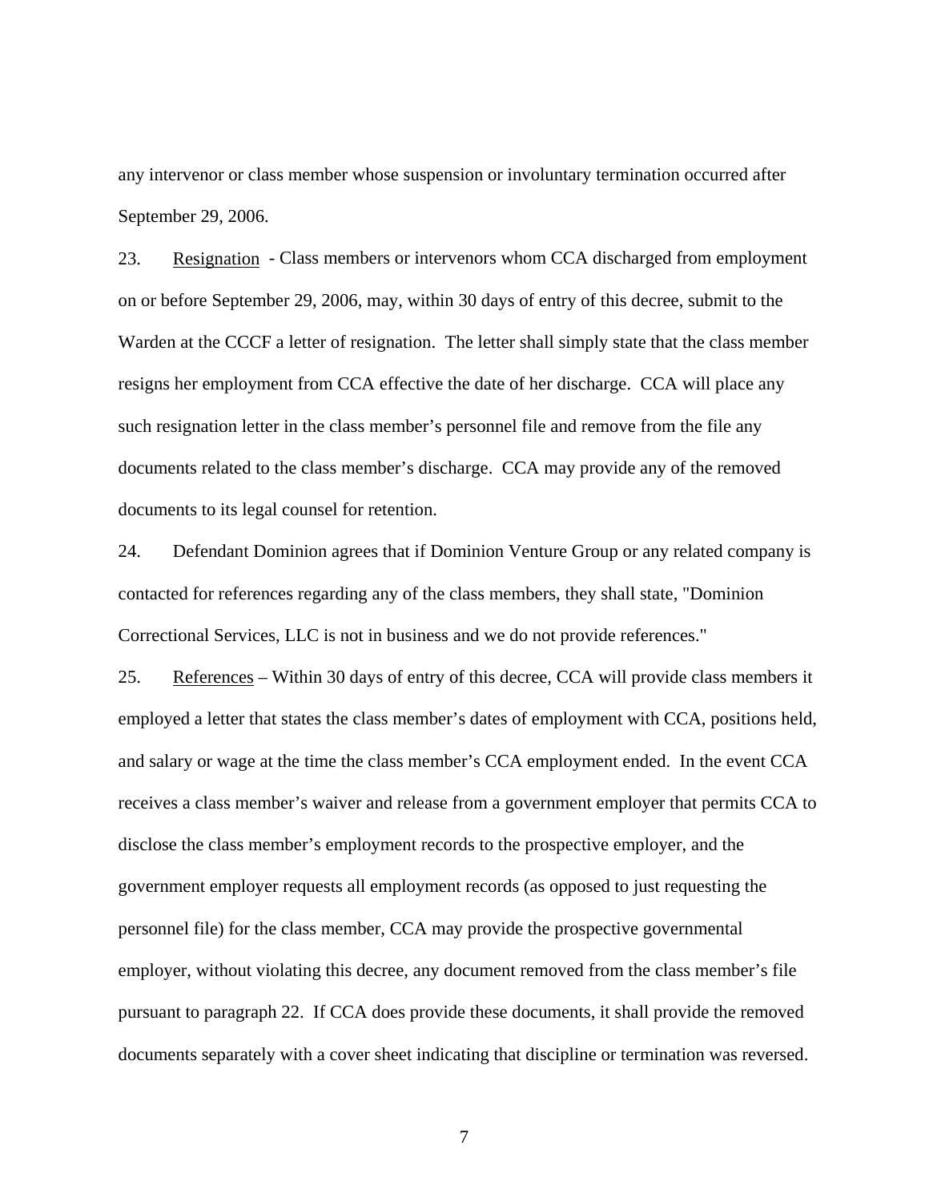any intervenor or class member whose suspension or involuntary termination occurred after September 29, 2006.

23. Resignation - Class members or intervenors whom CCA discharged from employment on or before September 29, 2006, may, within 30 days of entry of this decree, submit to the Warden at the CCCF a letter of resignation. The letter shall simply state that the class member resigns her employment from CCA effective the date of her discharge. CCA will place any such resignation letter in the class member's personnel file and remove from the file any documents related to the class member's discharge. CCA may provide any of the removed documents to its legal counsel for retention.

24. Defendant Dominion agrees that if Dominion Venture Group or any related company is contacted for references regarding any of the class members, they shall state, "Dominion Correctional Services, LLC is not in business and we do not provide references."

25. References – Within 30 days of entry of this decree, CCA will provide class members it employed a letter that states the class member's dates of employment with CCA, positions held, and salary or wage at the time the class member's CCA employment ended. In the event CCA receives a class member's waiver and release from a government employer that permits CCA to disclose the class member's employment records to the prospective employer, and the government employer requests all employment records (as opposed to just requesting the personnel file) for the class member, CCA may provide the prospective governmental employer, without violating this decree, any document removed from the class member's file pursuant to paragraph 22. If CCA does provide these documents, it shall provide the removed documents separately with a cover sheet indicating that discipline or termination was reversed.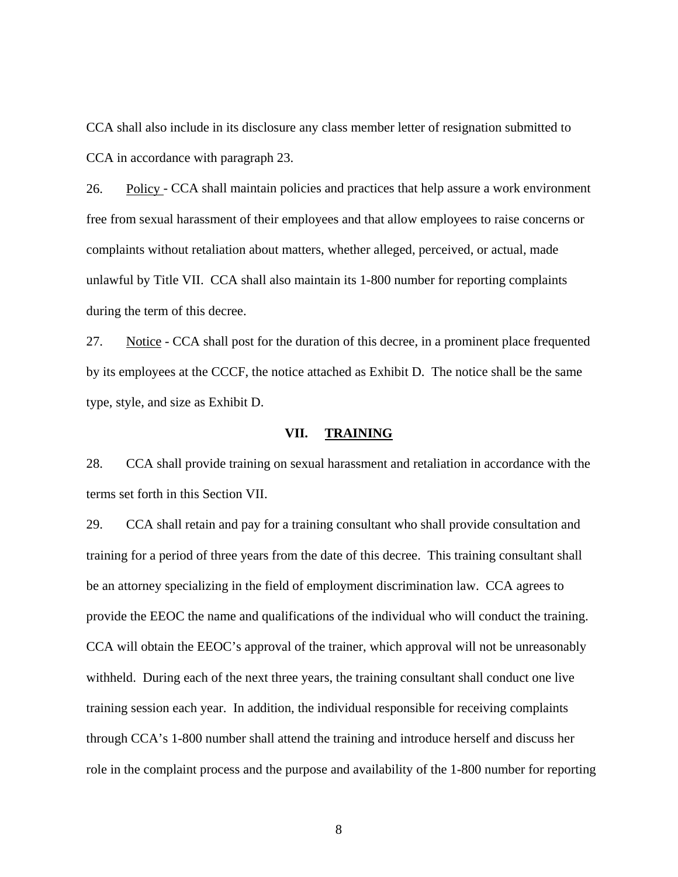CCA shall also include in its disclosure any class member letter of resignation submitted to CCA in accordance with paragraph 23.

26. Policy - CCA shall maintain policies and practices that help assure a work environment free from sexual harassment of their employees and that allow employees to raise concerns or complaints without retaliation about matters, whether alleged, perceived, or actual, made unlawful by Title VII. CCA shall also maintain its 1-800 number for reporting complaints during the term of this decree.

27. Notice - CCA shall post for the duration of this decree, in a prominent place frequented by its employees at the CCCF, the notice attached as Exhibit D. The notice shall be the same type, style, and size as Exhibit D.

## VII. TRAINING

28. CCA shall provide training on sexual harassment and retaliation in accordance with the terms set forth in this Section VII.

29. CCA shall retain and pay for a training consultant who shall provide consultation and training for a period of three years from the date of this decree. This training consultant shall be an attorney specializing in the field of employment discrimination law. CCA agrees to provide the EEOC the name and qualifications of the individual who will conduct the training. CCA will obtain the EEOC's approval of the trainer, which approval will not be unreasonably withheld. During each of the next three years, the training consultant shall conduct one live training session each year. In addition, the individual responsible for receiving complaints through CCA's 1-800 number shall attend the training and introduce herself and discuss her role in the complaint process and the purpose and availability of the 1-800 number for reporting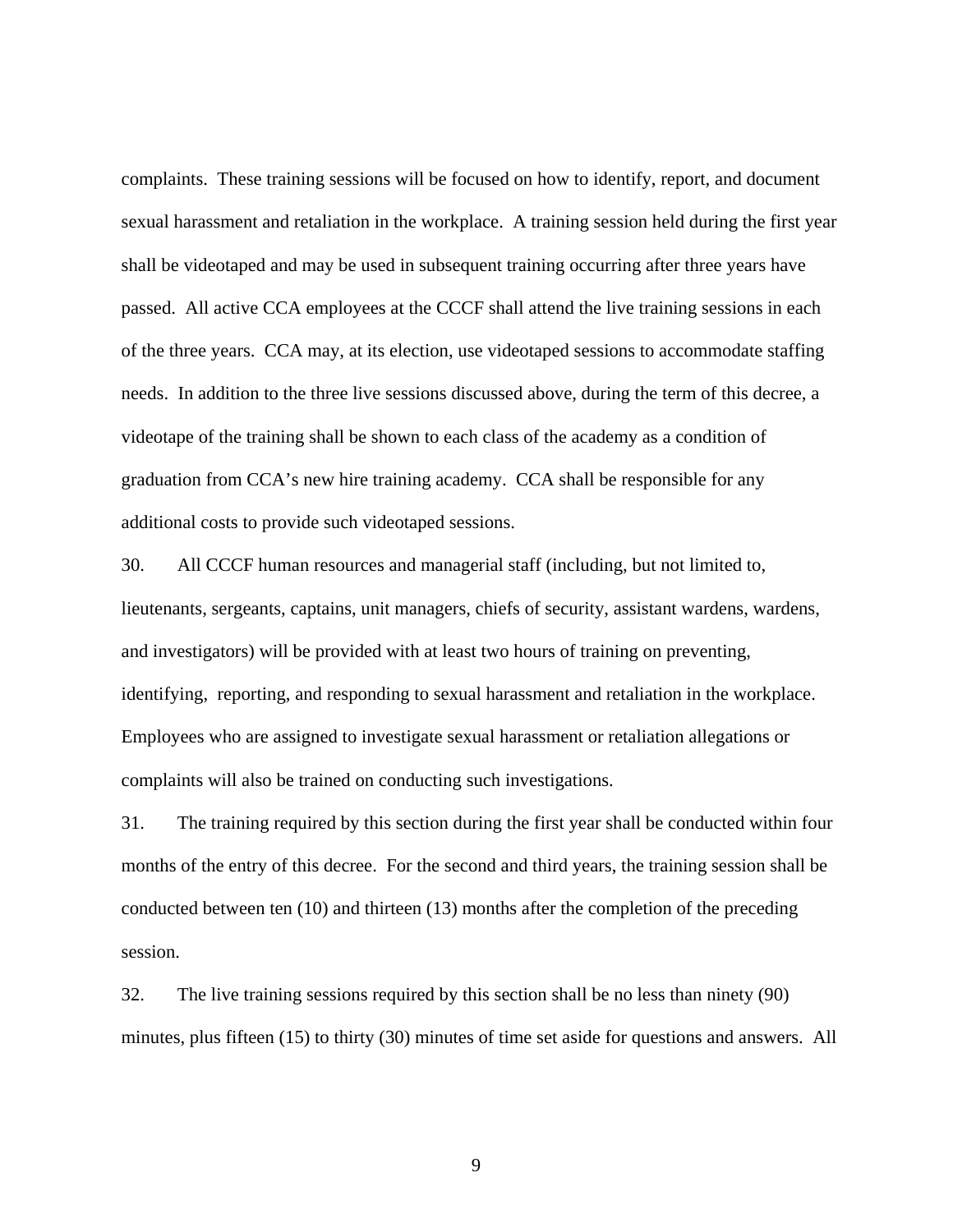complaints. These training sessions will be focused on how to identify, report, and document sexual harassment and retaliation in the workplace. A training session held during the first year shall be videotaped and may be used in subsequent training occurring after three years have passed. All active CCA employees at the CCCF shall attend the live training sessions in each of the three years. CCA may, at its election, use videotaped sessions to accommodate staffing needs. In addition to the three live sessions discussed above, during the term of this decree, a videotape of the training shall be shown to each class of the academy as a condition of graduation from CCA's new hire training academy. CCA shall be responsible for any additional costs to provide such videotaped sessions.

30. All CCCF human resources and managerial staff (including, but not limited to, lieutenants, sergeants, captains, unit managers, chiefs of security, assistant wardens, wardens, and investigators) will be provided with at least two hours of training on preventing, identifying, reporting, and responding to sexual harassment and retaliation in the workplace. Employees who are assigned to investigate sexual harassment or retaliation allegations or complaints will also be trained on conducting such investigations.

31. The training required by this section during the first year shall be conducted within four months of the entry of this decree. For the second and third years, the training session shall be conducted between ten (10) and thirteen (13) months after the completion of the preceding session.

32. The live training sessions required by this section shall be no less than ninety (90) minutes, plus fifteen (15) to thirty (30) minutes of time set aside for questions and answers. All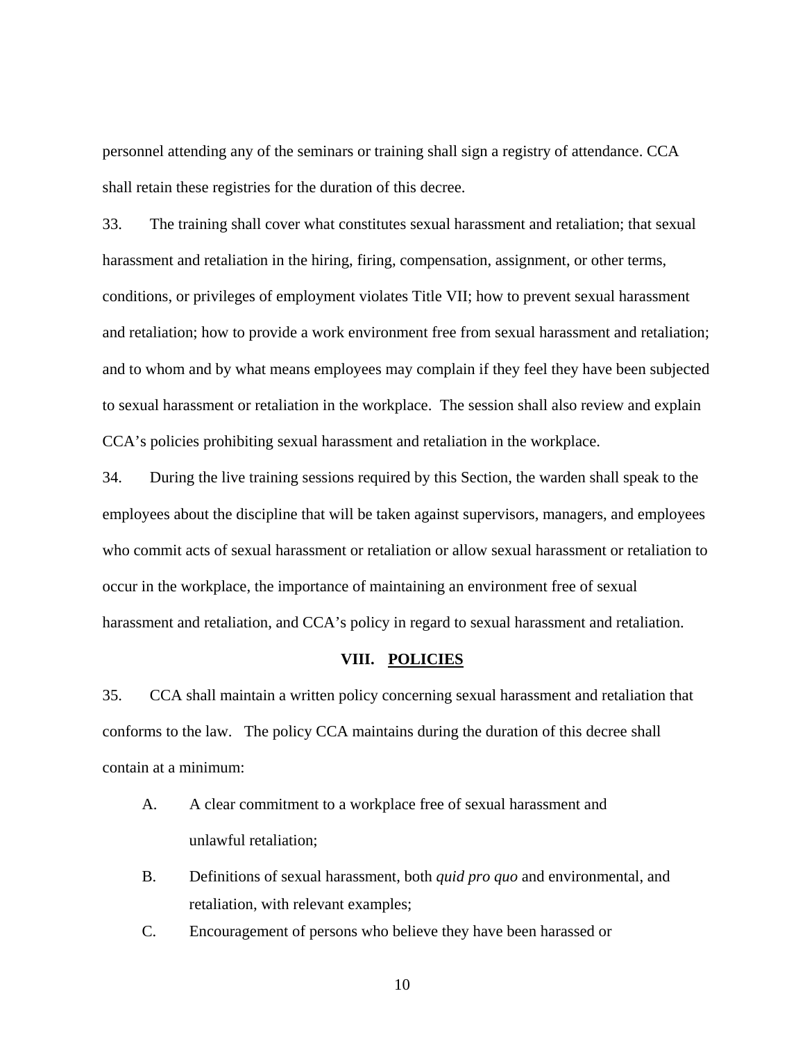personnel attending any of the seminars or training shall sign a registry of attendance. CCA shall retain these registries for the duration of this decree.

33. The training shall cover what constitutes sexual harassment and retaliation; that sexual harassment and retaliation in the hiring, firing, compensation, assignment, or other terms, conditions, or privileges of employment violates Title VII; how to prevent sexual harassment and retaliation; how to provide a work environment free from sexual harassment and retaliation; and to whom and by what means employees may complain if they feel they have been subjected to sexual harassment or retaliation in the workplace. The session shall also review and explain CCA's policies prohibiting sexual harassment and retaliation in the workplace.

34. During the live training sessions required by this Section, the warden shall speak to the employees about the discipline that will be taken against supervisors, managers, and employees who commit acts of sexual harassment or retaliation or allow sexual harassment or retaliation to occur in the workplace, the importance of maintaining an environment free of sexual harassment and retaliation, and CCA's policy in regard to sexual harassment and retaliation.

## VIII. POLICIES

35. CCA shall maintain a written policy concerning sexual harassment and retaliation that conforms to the law. The policy CCA maintains during the duration of this decree shall contain at a minimum:

A. A clear commitment to a workplace free of sexual harassment and unlawful retaliation;

B. Definitions of sexual harassment, both *quid pro quo* and environmental, and retaliation, with relevant examples;

C. Encouragement of persons who believe they have been harassed or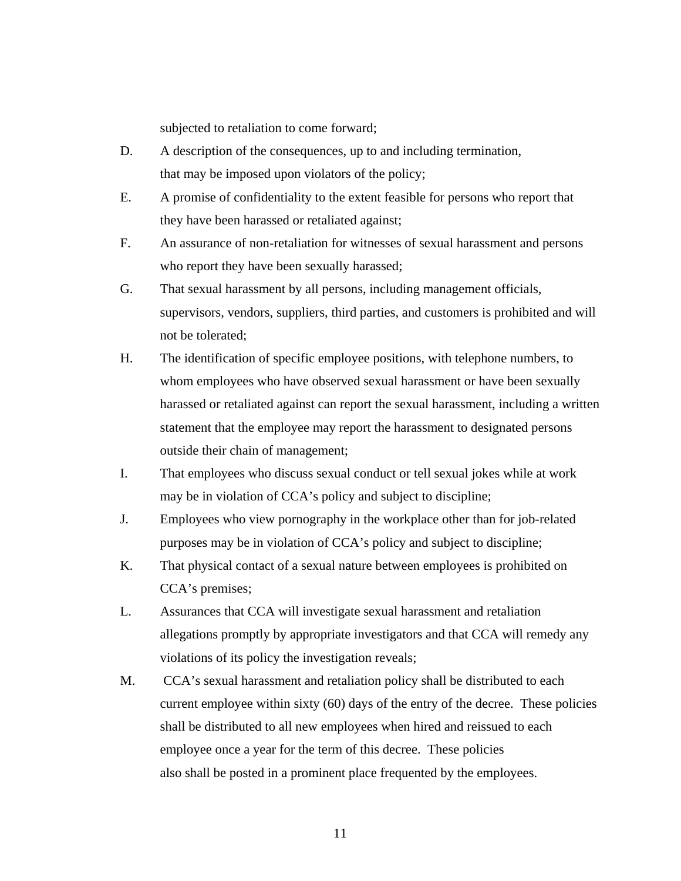subjected to retaliation to come forward;

D. A description of the consequences, up to and including termination, that may be imposed upon violators of the policy;

E. A promise of confidentiality to the extent feasible for persons who report that they have been harassed or retaliated against;

F. An assurance of non-retaliation for witnesses of sexual harassment and persons who report they have been sexually harassed;

G. That sexual harassment by all persons, including management officials, supervisors, vendors, suppliers, third parties, and customers is prohibited and will not be tolerated;

H. The identification of specific employee positions, with telephone numbers, to whom employees who have observed sexual harassment or have been sexually harassed or retaliated against can report the sexual harassment, including a written statement that the employee may report the harassment to designated persons outside their chain of management;

I. That employees who discuss sexual conduct or tell sexual jokes while at work may be in violation of CCA's policy and subject to discipline;

J. Employees who view pornography in the workplace other than for job-related purposes may be in violation of CCA's policy and subject to discipline;

K. That physical contact of a sexual nature between employees is prohibited on CCA's premises;

L. Assurances that CCA will investigate sexual harassment and retaliation allegations promptly by appropriate investigators and that CCA will remedy any violations of its policy the investigation reveals;

M. CCA's sexual harassment and retaliation policy shall be distributed to each current employee within sixty (60) days of the entry of the decree. These policies shall be distributed to all new employees when hired and reissued to each employee once a year for the term of this decree. These policies also shall be posted in a prominent place frequented by the employees.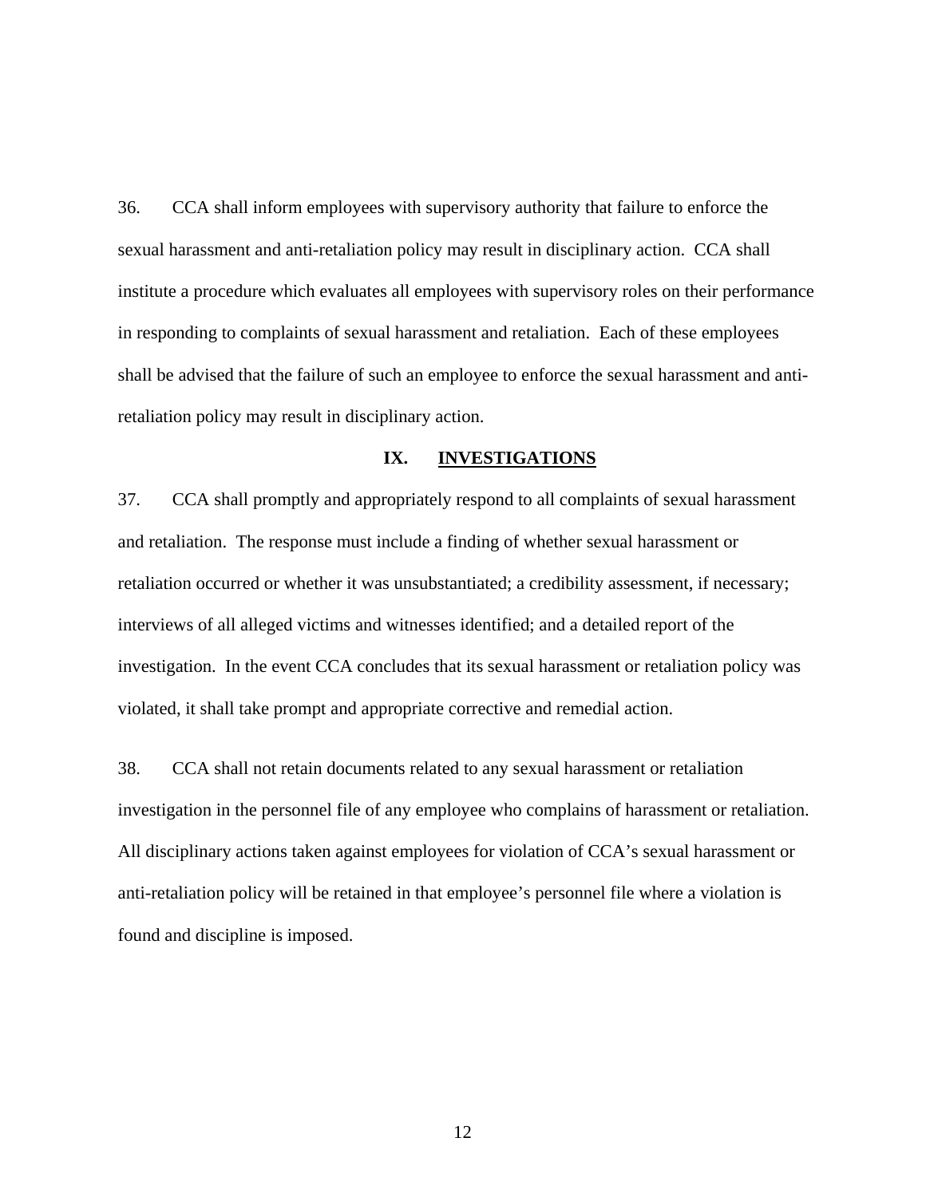36. CCA shall inform employees with supervisory authority that failure to enforce the sexual harassment and anti-retaliation policy may result in disciplinary action. CCA shall institute a procedure which evaluates all employees with supervisory roles on their performance in responding to complaints of sexual harassment and retaliation. Each of these employees shall be advised that the failure of such an employee to enforce the sexual harassment and anti-retaliation policy may result in disciplinary action.

## IX. INVESTIGATIONS

37. CCA shall promptly and appropriately respond to all complaints of sexual harassment and retaliation. The response must include a finding of whether sexual harassment or retaliation occurred or whether it was unsubstantiated; a credibility assessment, if necessary; interviews of all alleged victims and witnesses identified; and a detailed report of the investigation. In the event CCA concludes that its sexual harassment or retaliation policy was violated, it shall take prompt and appropriate corrective and remedial action.

38. CCA shall not retain documents related to any sexual harassment or retaliation investigation in the personnel file of any employee who complains of harassment or retaliation. All disciplinary actions taken against employees for violation of CCA's sexual harassment or anti-retaliation policy will be retained in that employee's personnel file where a violation is found and discipline is imposed.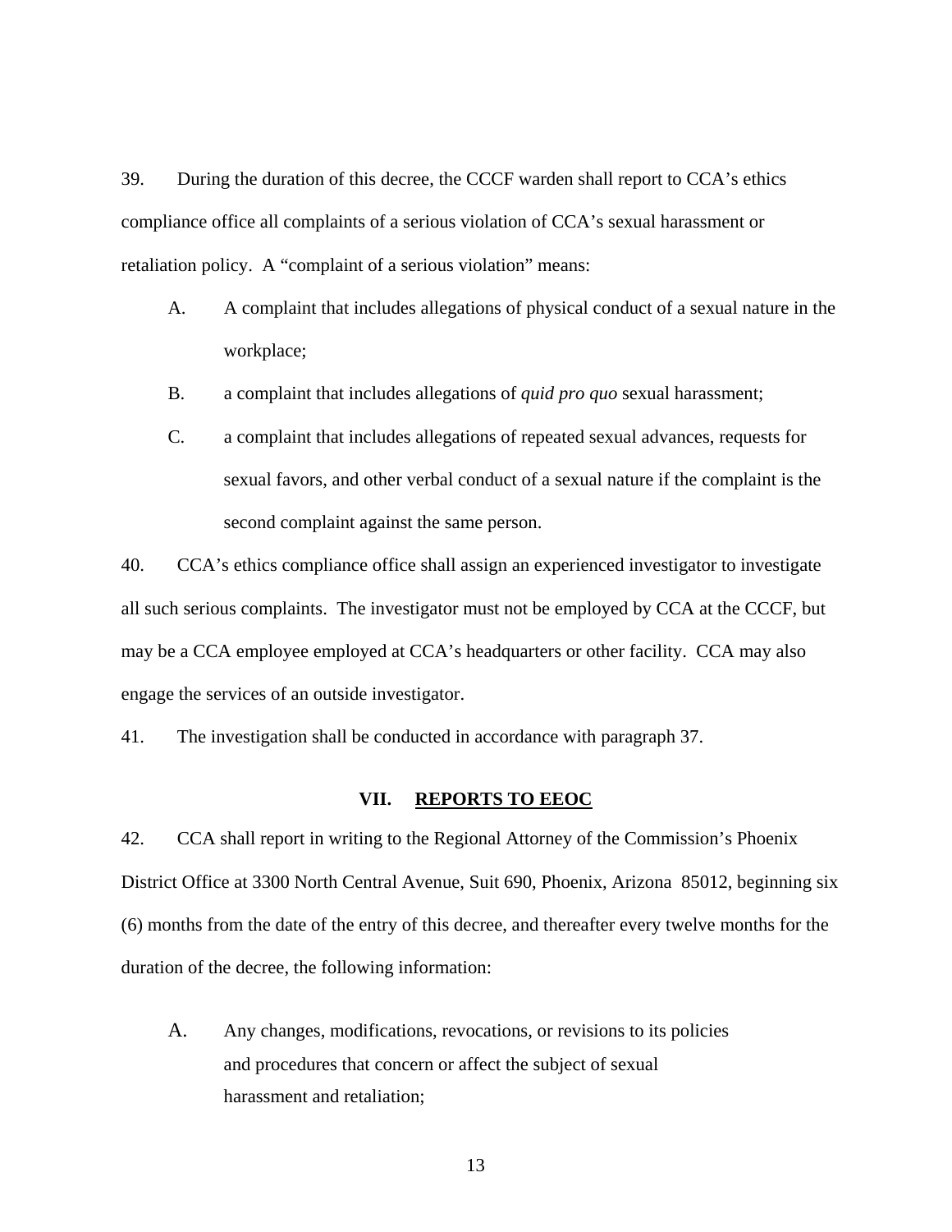39. During the duration of this decree, the CCCF warden shall report to CCA's ethics compliance office all complaints of a serious violation of CCA's sexual harassment or retaliation policy. A "complaint of a serious violation" means:

A. A complaint that includes allegations of physical conduct of a sexual nature in the workplace;

B. a complaint that includes allegations of *quid pro quo* sexual harassment;

C. a complaint that includes allegations of repeated sexual advances, requests for sexual favors, and other verbal conduct of a sexual nature if the complaint is the second complaint against the same person.

40. CCA's ethics compliance office shall assign an experienced investigator to investigate all such serious complaints. The investigator must not be employed by CCA at the CCCF, but may be a CCA employee employed at CCA's headquarters or other facility. CCA may also engage the services of an outside investigator.

41. The investigation shall be conducted in accordance with paragraph 37.

## VII. REPORTS TO EEOC

42. CCA shall report in writing to the Regional Attorney of the Commission's Phoenix District Office at 3300 North Central Avenue, Suit 690, Phoenix, Arizona 85012, beginning six (6) months from the date of the entry of this decree, and thereafter every twelve months for the duration of the decree, the following information:

A. Any changes, modifications, revocations, or revisions to its policies and procedures that concern or affect the subject of sexual harassment and retaliation;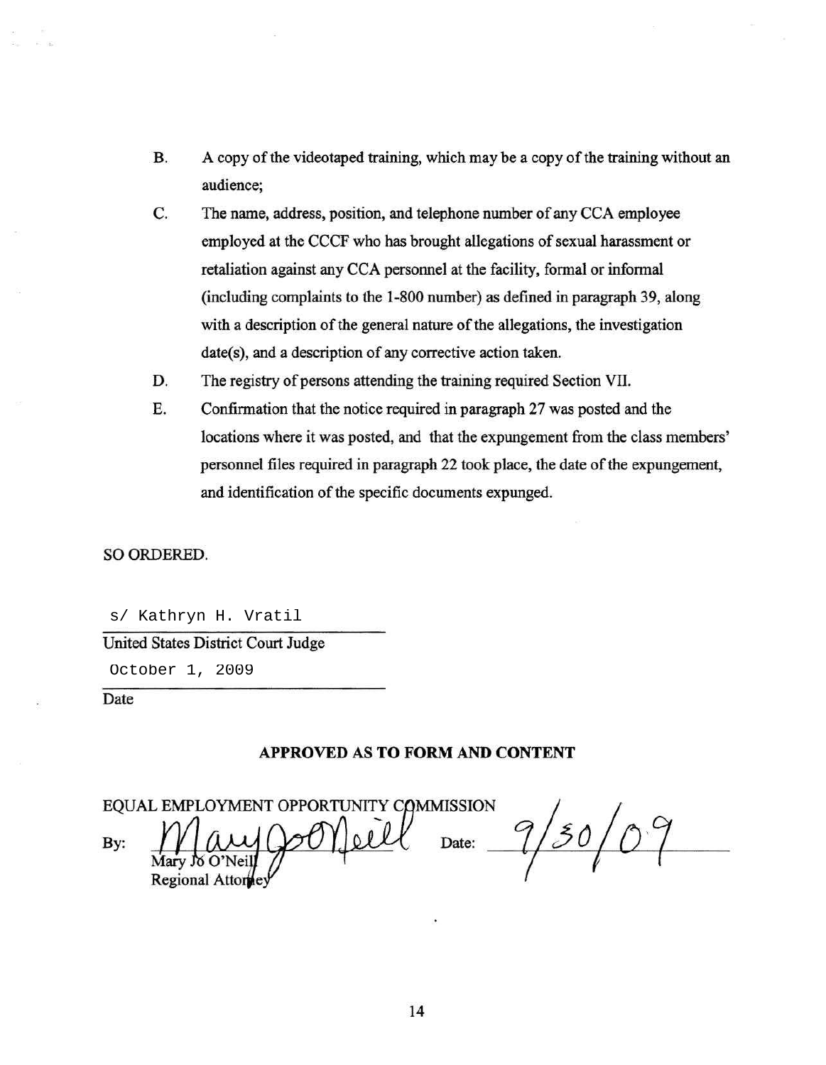B. A copy of the videotaped training, which may be a copy of the training without an audience;

C. The name, address, position, and telephone number of any CCA employee employed at the CCCF who has brought allegations of sexual harassment or retaliation against any CCA personnel at the facility, formal or informal (including complaints to the 1-800 number) as defined in paragraph 39, along with a description of the general nature of the allegations, the investigation date(s), and a description of any corrective action taken.

D. The registry of persons attending the training required Section VII.

E. Confirmation that the notice required in paragraph 27 was posted and the locations where it was posted, and that the expungement from the class members' personnel files required in paragraph 22 took place, the date of the expungement, and identification of the specific documents expunged.

SO ORDERED.

s/ Kathryn H. Vratil
United States District Court Judge

October 1, 2009
Date

**APPROVED AS TO FORM AND CONTENT**

EQUAL EMPLOYMENT OPPORTUNITY COMMISSION

By: Mary Jo O'Neill
Mary Jo O'Neill
Regional Attorney

Date: 9/30/09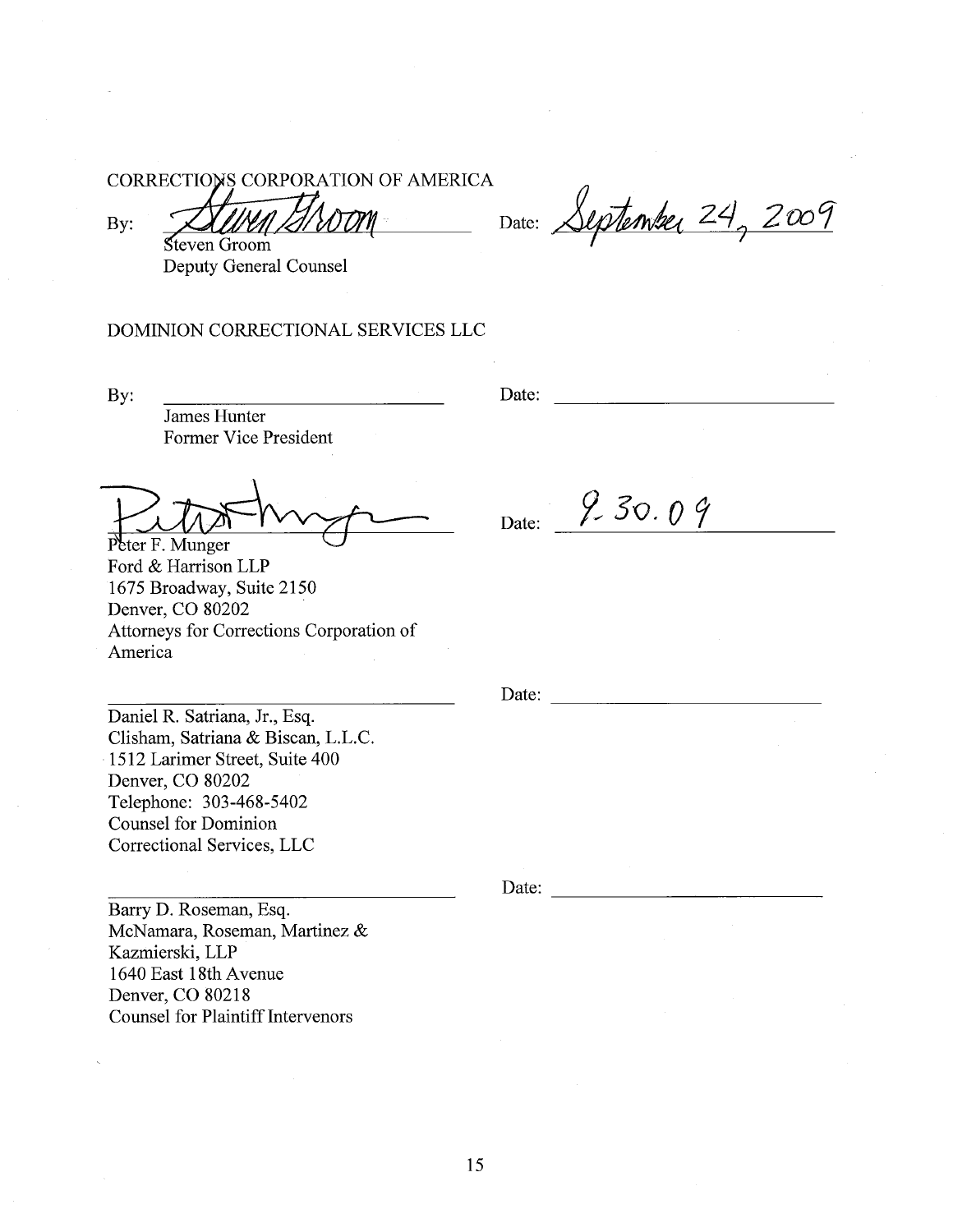CORRECTIONS CORPORATION OF AMERICA

By: Steven Groom
Steven Groom
Deputy General Counsel

Date: September 24, 2009

DOMINION CORRECTIONAL SERVICES LLC

By: ______________________________
James Hunter
Former Vice President

Date: ______________________________

Peter F. Munger
Peter F. Munger
Ford & Harrison LLP
1675 Broadway, Suite 2150
Denver, CO 80202
Attorneys for Corrections Corporation of America

Date: 9.30.09

______________________________
Daniel R. Satriana, Jr., Esq.
Clisham, Satriana & Biscan, L.L.C.
1512 Larimer Street, Suite 400
Denver, CO 80202
Telephone: 303-468-5402
Counsel for Dominion Correctional Services, LLC

Date: ______________________________

______________________________
Barry D. Roseman, Esq.
McNamara, Roseman, Martinez & Kazmierski, LLP
1640 East 18th Avenue
Denver, CO 80218
Counsel for Plaintiff Intervenors

Date: ______________________________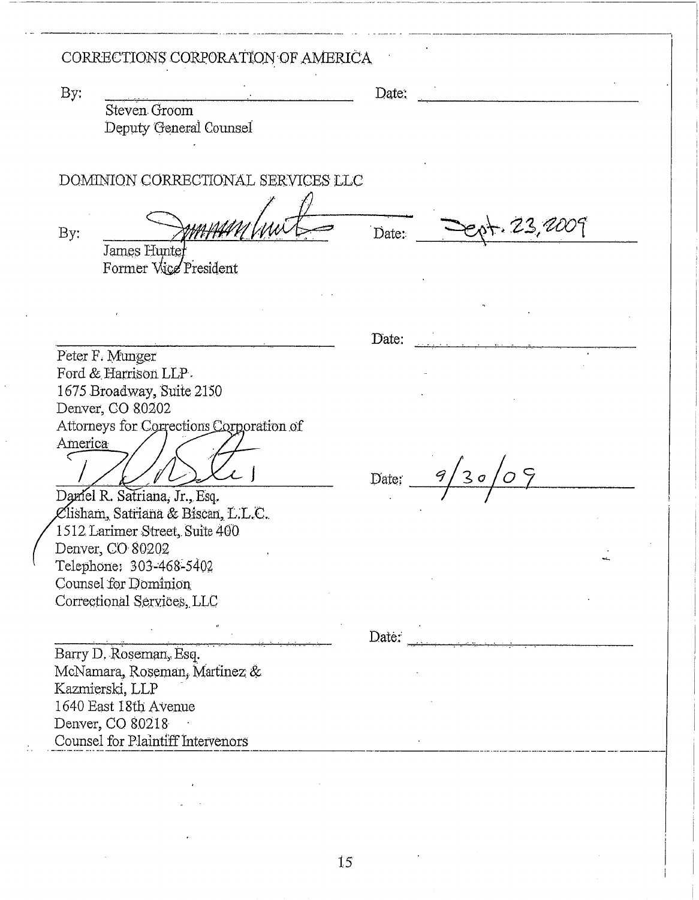CORRECTIONS CORPORATION OF AMERICA

By: \_\_\_\_\_\_\_\_\_\_\_\_\_\_\_\_\_\_\_\_\_\_\_\_\_\_\_\_\_\_ Date: \_\_\_\_\_\_\_\_\_\_\_\_\_\_\_\_\_\_\_\_

Steven Groom
Deputy General Counsel

DOMINION CORRECTIONAL SERVICES LLC

By: \_\_\_\_\_\_\_\_\_\_\_\_\_\_\_\_\_\_\_\_\_\_\_\_\_\_\_\_\_\_ Date: Sept. 23, 2009

James Hunter
Former Vice President

\_\_\_\_\_\_\_\_\_\_\_\_\_\_\_\_\_\_\_\_\_\_\_\_\_\_\_\_\_\_ Date: \_\_\_\_\_\_\_\_\_\_\_\_\_\_\_\_\_\_\_\_

Peter F. Munger
Ford & Harrison LLP
1675 Broadway, Suite 2150
Denver, CO 80202
Attorneys for Corrections Corporation of America

\_\_\_\_\_\_\_\_\_\_\_\_\_\_\_\_\_\_\_\_\_\_\_\_\_\_\_\_\_\_ Date: 9/30/09

Daniel R. Satriana, Jr., Esq.
Clisham, Satriana & Biscan, L.L.C.
1512 Larimer Street, Suite 400
Denver, CO 80202
Telephone: 303-468-5402
Counsel for Dominion Correctional Services, LLC

\_\_\_\_\_\_\_\_\_\_\_\_\_\_\_\_\_\_\_\_\_\_\_\_\_\_\_\_\_\_ Date: \_\_\_\_\_\_\_\_\_\_\_\_\_\_\_\_\_\_\_\_

Barry D. Roseman, Esq.
McNamara, Roseman, Martinez & Kazmierski, LLP
1640 East 18th Avenue
Denver, CO 80218
Counsel for Plaintiff Intervenors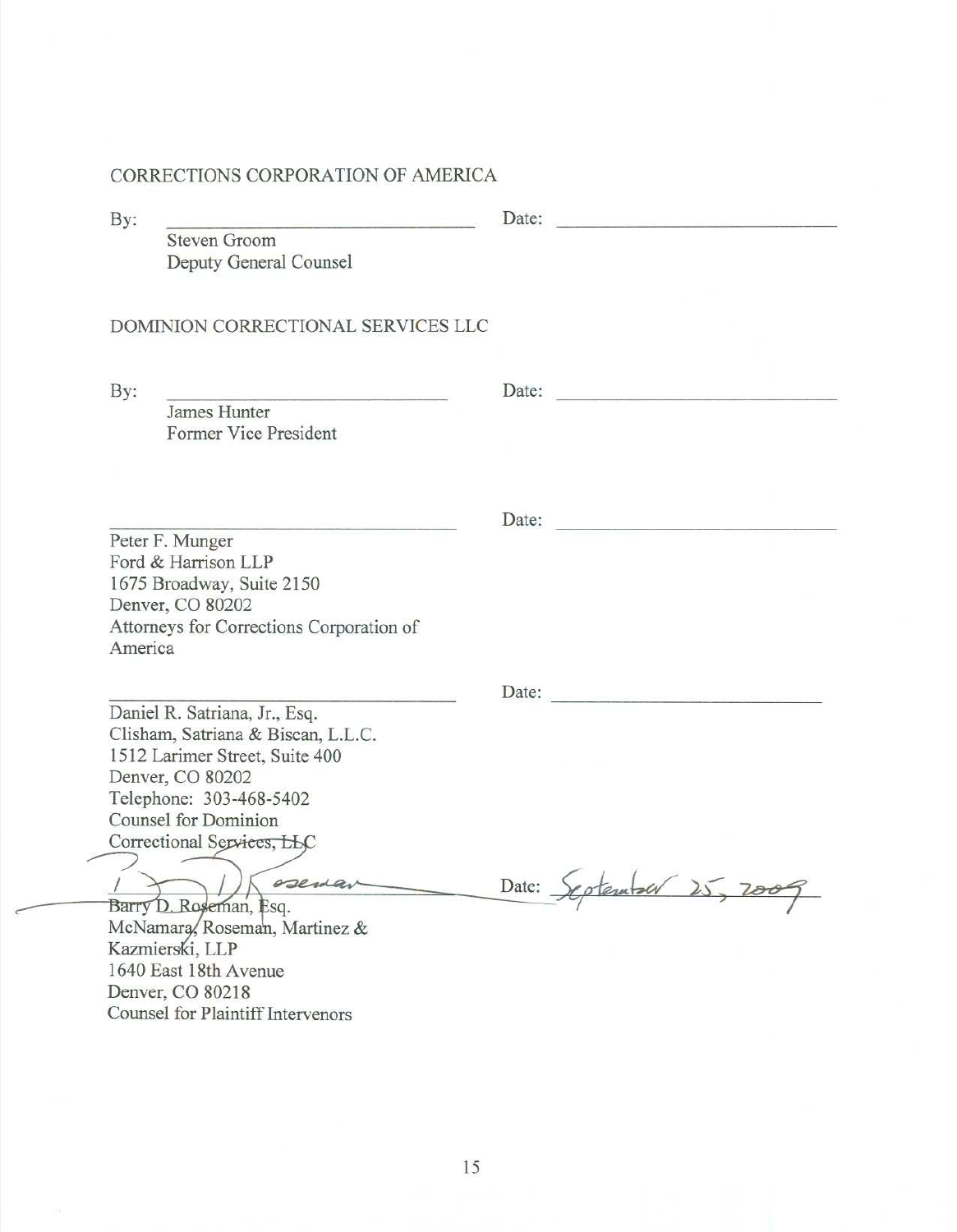CORRECTIONS CORPORATION OF AMERICA

By: ______________________________ Date: ______________________________

Steven Groom
Deputy General Counsel

DOMINION CORRECTIONAL SERVICES LLC

By: ______________________________ Date: ______________________________

James Hunter
Former Vice President

______________________________ Date: ______________________________

Peter F. Munger
Ford & Harrison LLP
1675 Broadway, Suite 2150
Denver, CO 80202
Attorneys for Corrections Corporation of America

______________________________ Date: ______________________________

Daniel R. Satriana, Jr., Esq.
Clisham, Satriana & Biscan, L.L.C.
1512 Larimer Street, Suite 400
Denver, CO 80202
Telephone: 303-468-5402
Counsel for Dominion Correctional Services, LLC

B. D. Roseman [signature] Date: September 25, 2009

Barry D. Roseman, Esq.
McNamara, Roseman, Martinez & Kazmierski, LLP
1640 East 18th Avenue
Denver, CO 80218
Counsel for Plaintiff Intervenors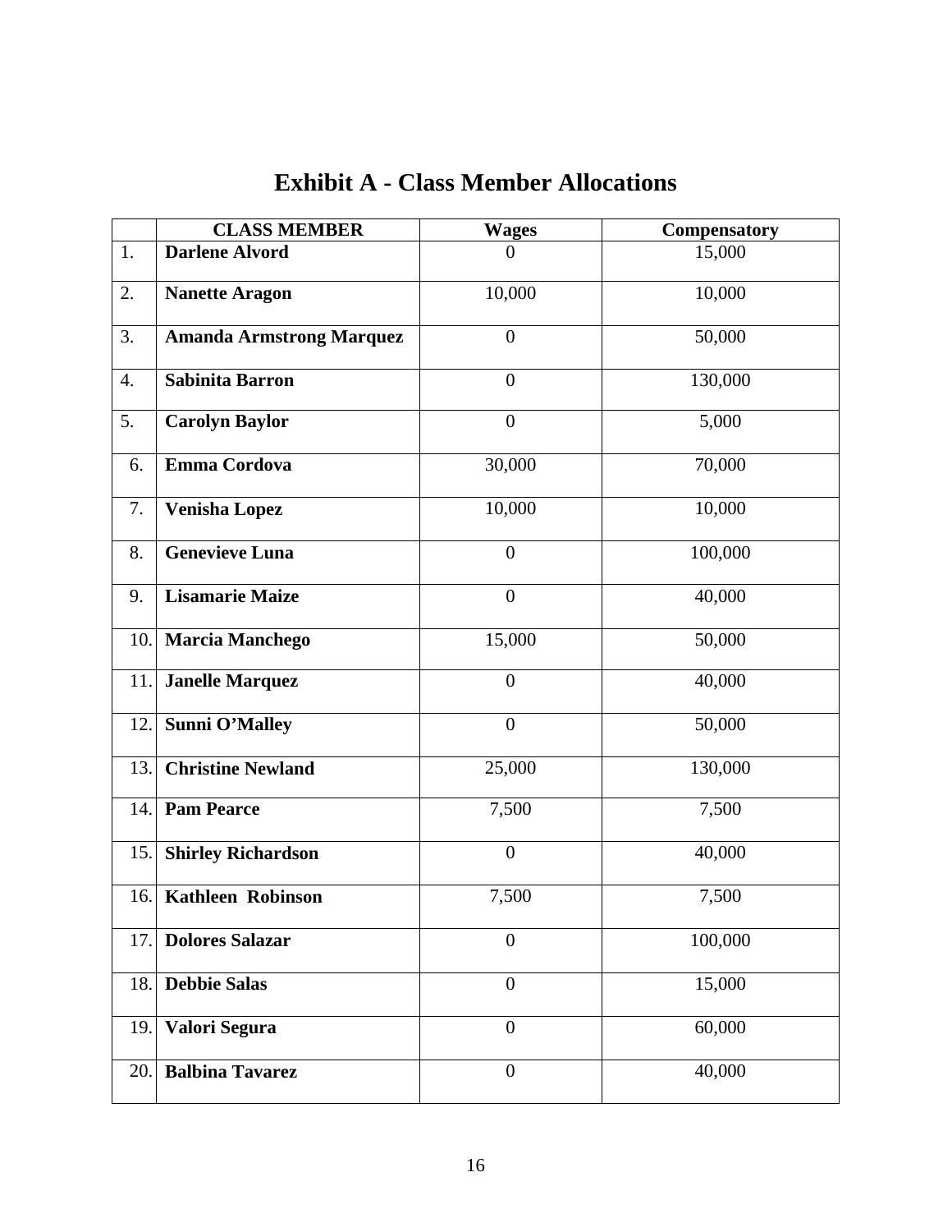# Exhibit A - Class Member Allocations

| | CLASS MEMBER | Wages | Compensatory |
|---|---|---|---|
| 1. | **Darlene Alvord** | 0 | 15,000 |
| 2. | **Nanette Aragon** | 10,000 | 10,000 |
| 3. | **Amanda Armstrong Marquez** | 0 | 50,000 |
| 4. | **Sabinita Barron** | 0 | 130,000 |
| 5. | **Carolyn Baylor** | 0 | 5,000 |
| 6. | **Emma Cordova** | 30,000 | 70,000 |
| 7. | **Venisha Lopez** | 10,000 | 10,000 |
| 8. | **Genevieve Luna** | 0 | 100,000 |
| 9. | **Lisamarie Maize** | 0 | 40,000 |
| 10. | **Marcia Manchego** | 15,000 | 50,000 |
| 11. | **Janelle Marquez** | 0 | 40,000 |
| 12. | **Sunni O'Malley** | 0 | 50,000 |
| 13. | **Christine Newland** | 25,000 | 130,000 |
| 14. | **Pam Pearce** | 7,500 | 7,500 |
| 15. | **Shirley Richardson** | 0 | 40,000 |
| 16. | **Kathleen Robinson** | 7,500 | 7,500 |
| 17. | **Dolores Salazar** | 0 | 100,000 |
| 18. | **Debbie Salas** | 0 | 15,000 |
| 19. | **Valori Segura** | 0 | 60,000 |
| 20. | **Balbina Tavarez** | 0 | 40,000 |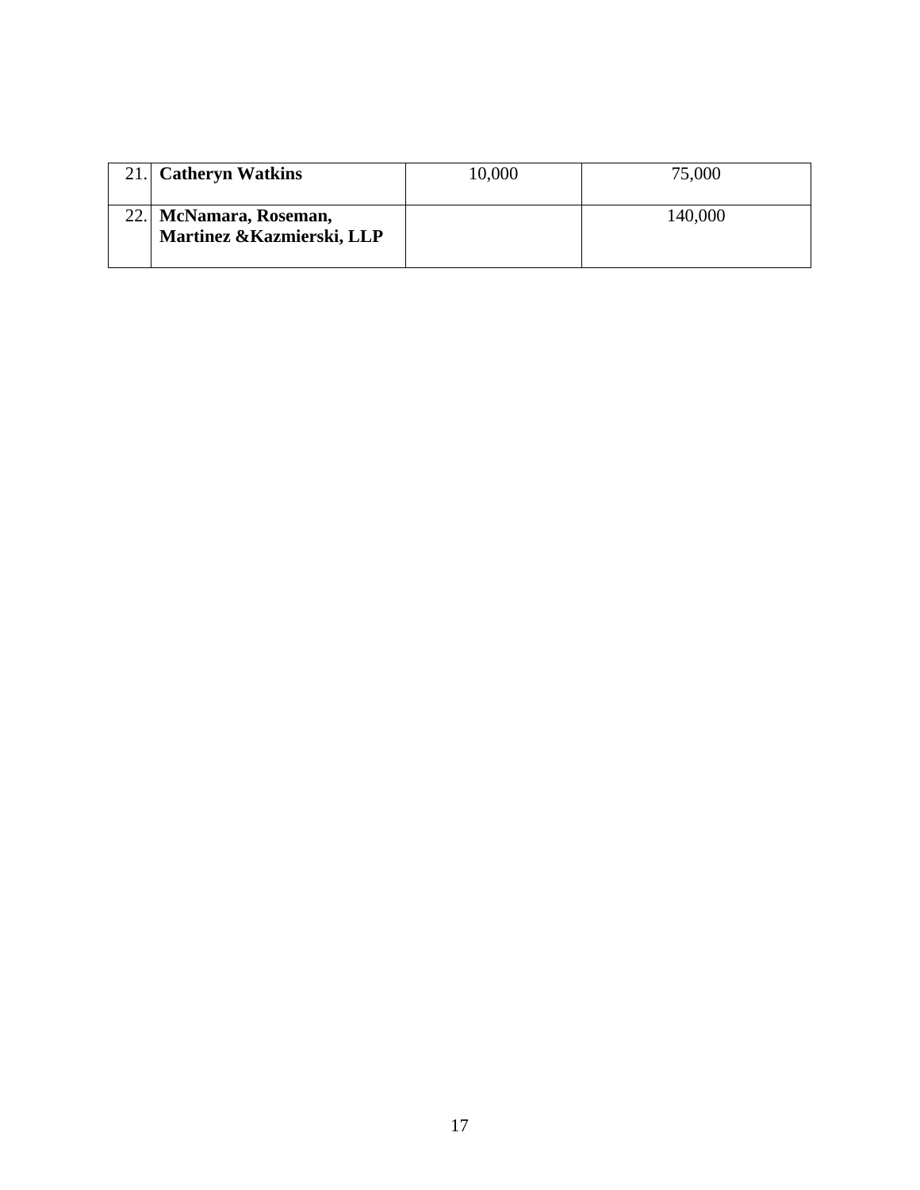| | | | |
|---|---|---|---|
| 21. | **Catheryn Watkins** | 10,000 | 75,000 |
| 22. | **McNamara, Roseman, Martinez &Kazmierski, LLP** | | 140,000 |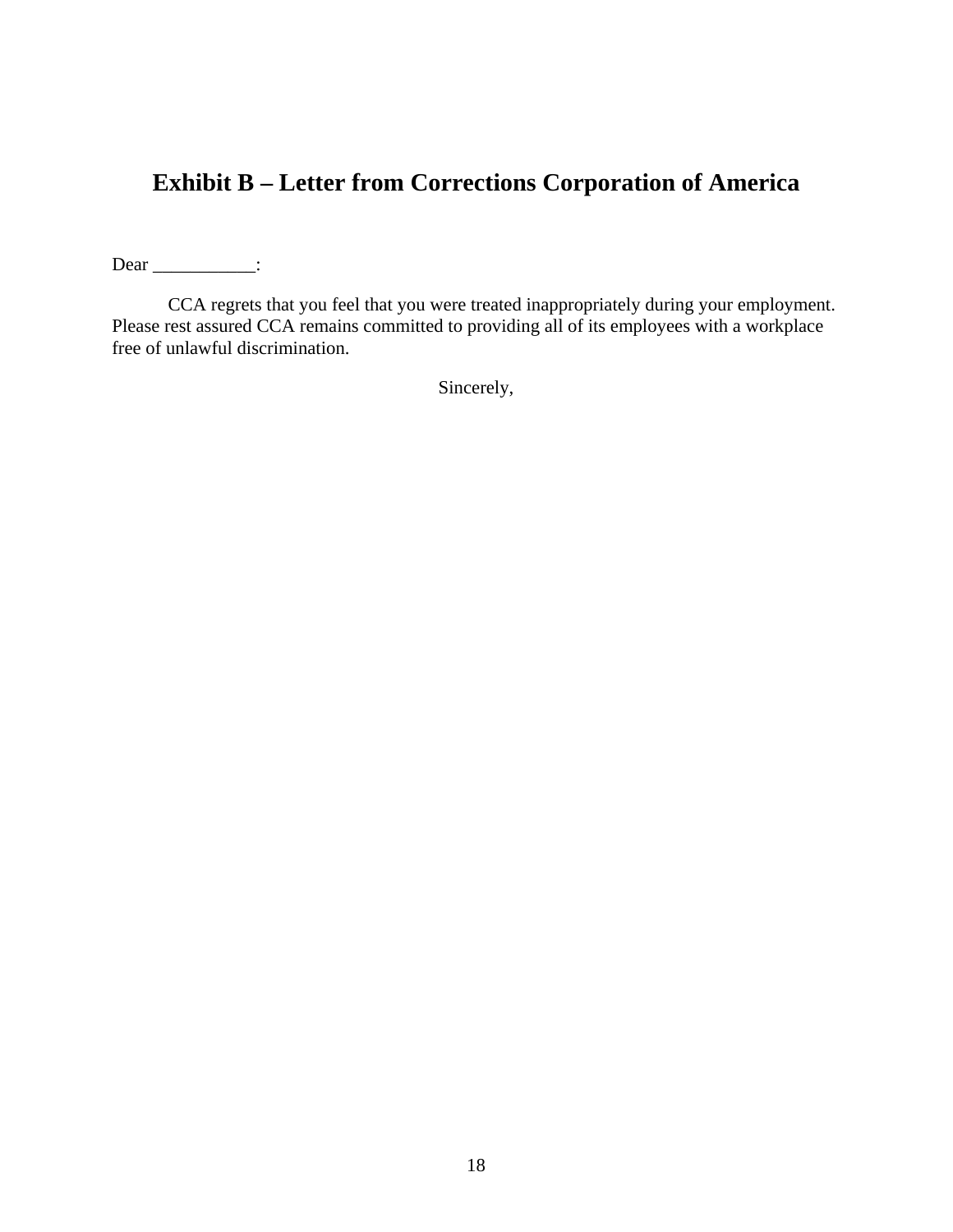## Exhibit B – Letter from Corrections Corporation of America

Dear ___________:

CCA regrets that you feel that you were treated inappropriately during your employment. Please rest assured CCA remains committed to providing all of its employees with a workplace free of unlawful discrimination.

Sincerely,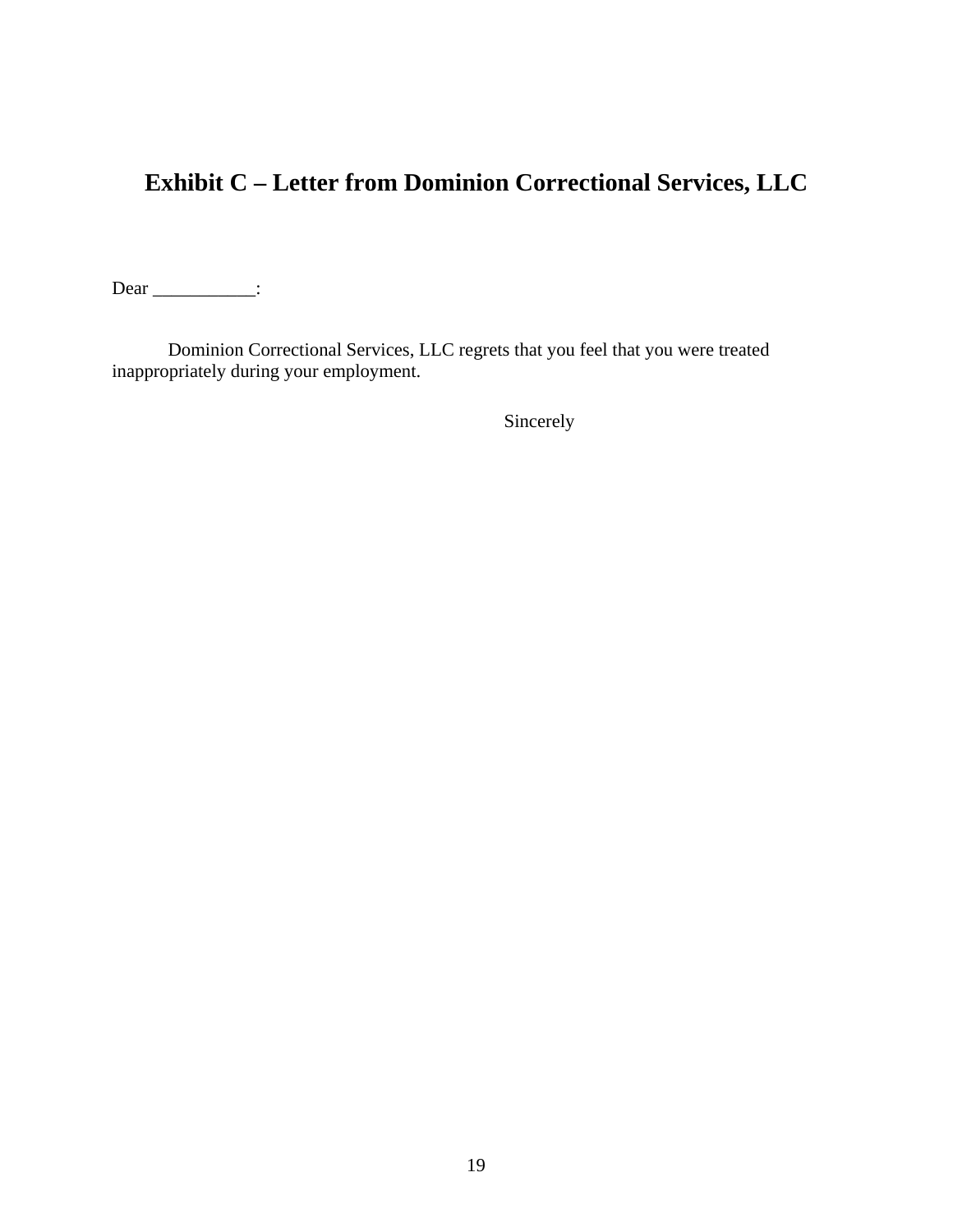# Exhibit C – Letter from Dominion Correctional Services, LLC

Dear ___________:

Dominion Correctional Services, LLC regrets that you feel that you were treated inappropriately during your employment.

Sincerely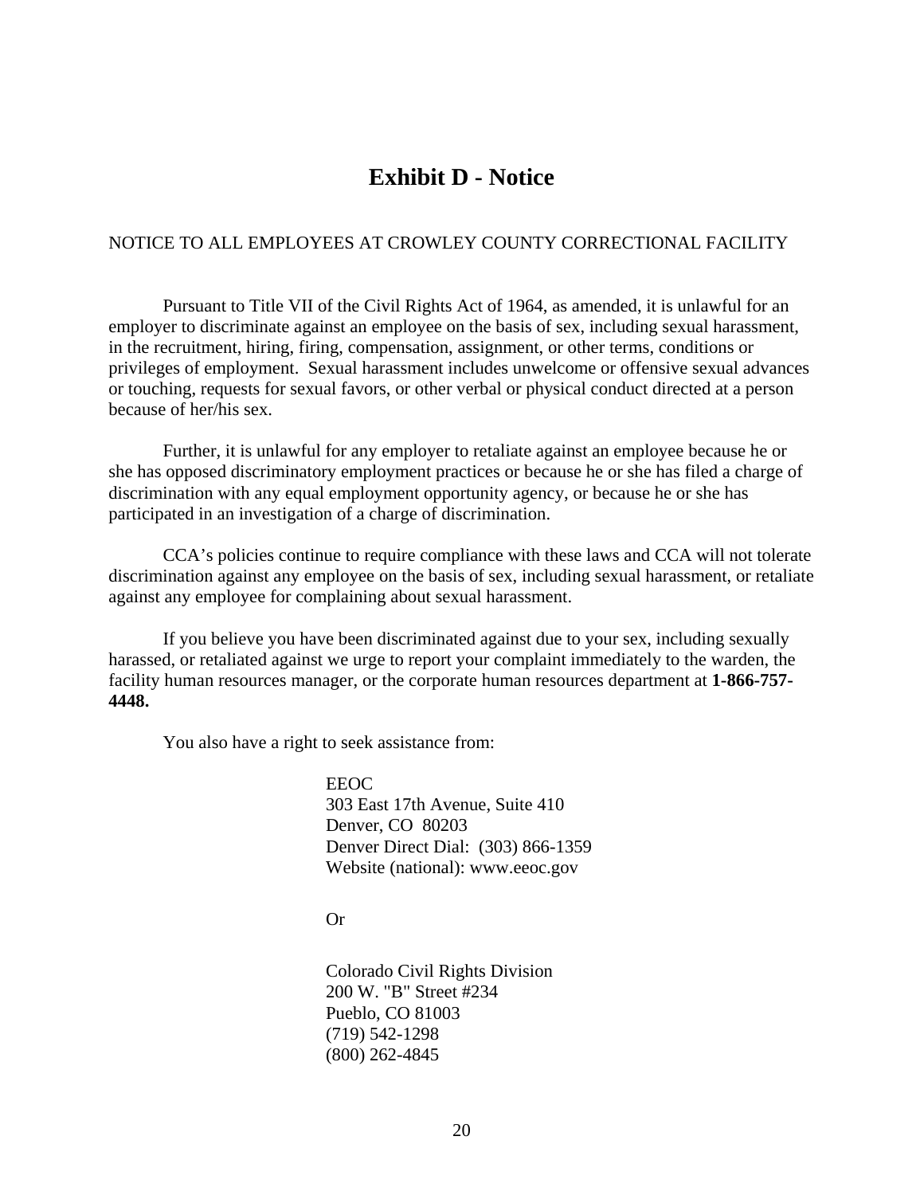# Exhibit D - Notice

NOTICE TO ALL EMPLOYEES AT CROWLEY COUNTY CORRECTIONAL FACILITY

Pursuant to Title VII of the Civil Rights Act of 1964, as amended, it is unlawful for an employer to discriminate against an employee on the basis of sex, including sexual harassment, in the recruitment, hiring, firing, compensation, assignment, or other terms, conditions or privileges of employment. Sexual harassment includes unwelcome or offensive sexual advances or touching, requests for sexual favors, or other verbal or physical conduct directed at a person because of her/his sex.

Further, it is unlawful for any employer to retaliate against an employee because he or she has opposed discriminatory employment practices or because he or she has filed a charge of discrimination with any equal employment opportunity agency, or because he or she has participated in an investigation of a charge of discrimination.

CCA's policies continue to require compliance with these laws and CCA will not tolerate discrimination against any employee on the basis of sex, including sexual harassment, or retaliate against any employee for complaining about sexual harassment.

If you believe you have been discriminated against due to your sex, including sexually harassed, or retaliated against we urge to report your complaint immediately to the warden, the facility human resources manager, or the corporate human resources department at **1-866-757-4448.**

You also have a right to seek assistance from:

EEOC
303 East 17th Avenue, Suite 410
Denver, CO 80203
Denver Direct Dial: (303) 866-1359
Website (national): www.eeoc.gov

Or

Colorado Civil Rights Division
200 W. "B" Street #234
Pueblo, CO 81003
(719) 542-1298
(800) 262-4845